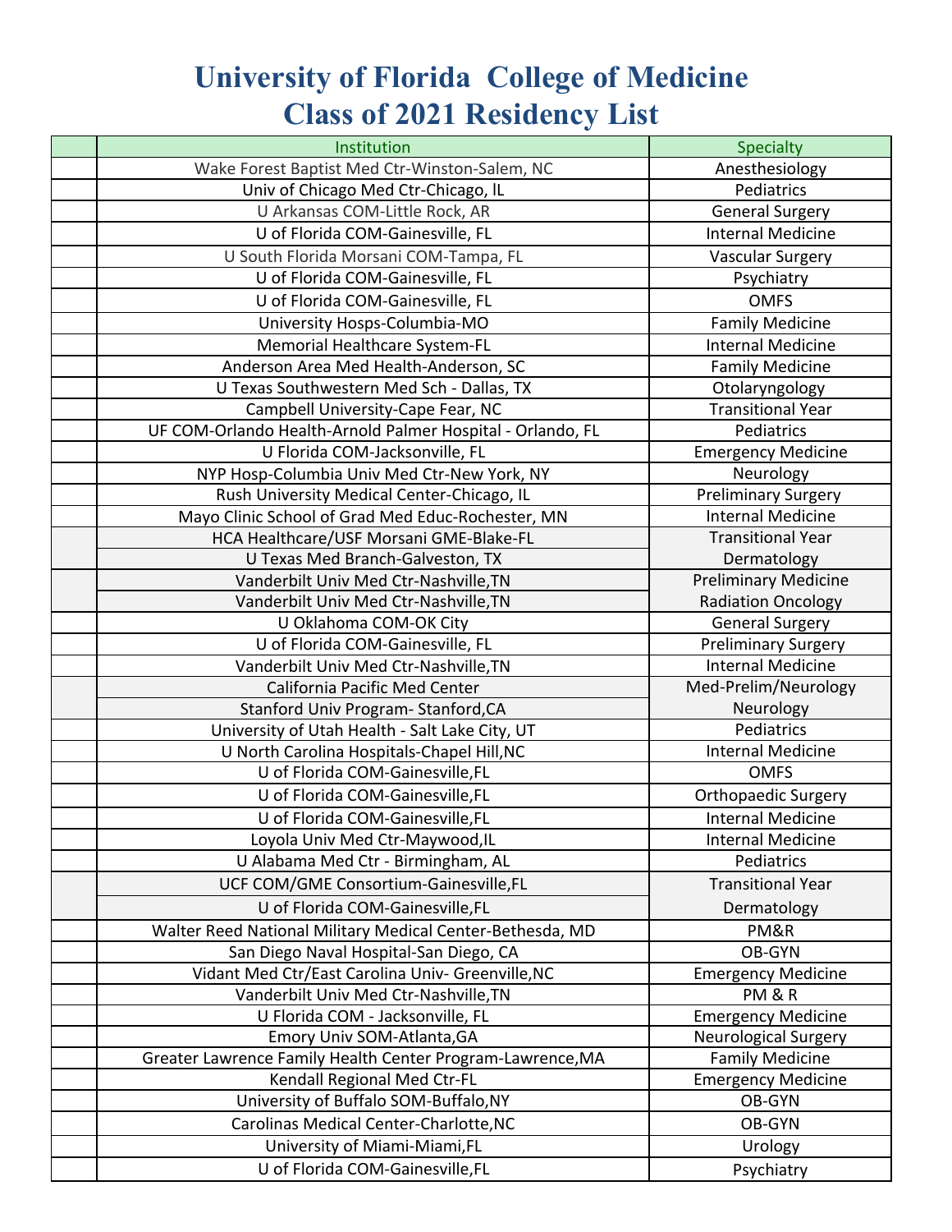# University of Florida College of Medicine
# Class of 2021 Residency List

| | Institution | Specialty |
|---|---|---|
| | Wake Forest Baptist Med Ctr-Winston-Salem, NC | Anesthesiology |
| | Univ of Chicago Med Ctr-Chicago, IL | Pediatrics |
| | U Arkansas COM-Little Rock, AR | General Surgery |
| | U of Florida COM-Gainesville, FL | Internal Medicine |
| | U South Florida Morsani COM-Tampa, FL | Vascular Surgery |
| | U of Florida COM-Gainesville, FL | Psychiatry |
| | U of Florida COM-Gainesville, FL | OMFS |
| | University Hosps-Columbia-MO | Family Medicine |
| | Memorial Healthcare System-FL | Internal Medicine |
| | Anderson Area Med Health-Anderson, SC | Family Medicine |
| | U Texas Southwestern Med Sch - Dallas, TX | Otolaryngology |
| | Campbell University-Cape Fear, NC | Transitional Year |
| | UF COM-Orlando Health-Arnold Palmer Hospital - Orlando, FL | Pediatrics |
| | U Florida COM-Jacksonville, FL | Emergency Medicine |
| | NYP Hosp-Columbia Univ Med Ctr-New York, NY | Neurology |
| | Rush University Medical Center-Chicago, IL | Preliminary Surgery |
| | Mayo Clinic School of Grad Med Educ-Rochester, MN | Internal Medicine |
| | HCA Healthcare/USF Morsani GME-Blake-FL | Transitional Year |
| | U Texas Med Branch-Galveston, TX | Dermatology |
| | Vanderbilt Univ Med Ctr-Nashville,TN | Preliminary Medicine |
| | Vanderbilt Univ Med Ctr-Nashville,TN | Radiation Oncology |
| | U Oklahoma COM-OK City | General Surgery |
| | U of Florida COM-Gainesville, FL | Preliminary Surgery |
| | Vanderbilt Univ Med Ctr-Nashville,TN | Internal Medicine |
| | California Pacific Med Center | Med-Prelim/Neurology |
| | Stanford Univ Program- Stanford,CA | Neurology |
| | University of Utah Health - Salt Lake City, UT | Pediatrics |
| | U North Carolina Hospitals-Chapel Hill,NC | Internal Medicine |
| | U of Florida COM-Gainesville,FL | OMFS |
| | U of Florida COM-Gainesville,FL | Orthopaedic Surgery |
| | U of Florida COM-Gainesville,FL | Internal Medicine |
| | Loyola Univ Med Ctr-Maywood,IL | Internal Medicine |
| | U Alabama Med Ctr - Birmingham, AL | Pediatrics |
| | UCF COM/GME Consortium-Gainesville,FL | Transitional Year |
| | U of Florida COM-Gainesville,FL | Dermatology |
| | Walter Reed National Military Medical Center-Bethesda, MD | PM&R |
| | San Diego Naval Hospital-San Diego, CA | OB-GYN |
| | Vidant Med Ctr/East Carolina Univ- Greenville,NC | Emergency Medicine |
| | Vanderbilt Univ Med Ctr-Nashville,TN | PM & R |
| | U Florida COM - Jacksonville, FL | Emergency Medicine |
| | Emory Univ SOM-Atlanta,GA | Neurological Surgery |
| | Greater Lawrence Family Health Center Program-Lawrence,MA | Family Medicine |
| | Kendall Regional Med Ctr-FL | Emergency Medicine |
| | University of Buffalo SOM-Buffalo,NY | OB-GYN |
| | Carolinas Medical Center-Charlotte,NC | OB-GYN |
| | University of Miami-Miami,FL | Urology |
| | U of Florida COM-Gainesville,FL | Psychiatry |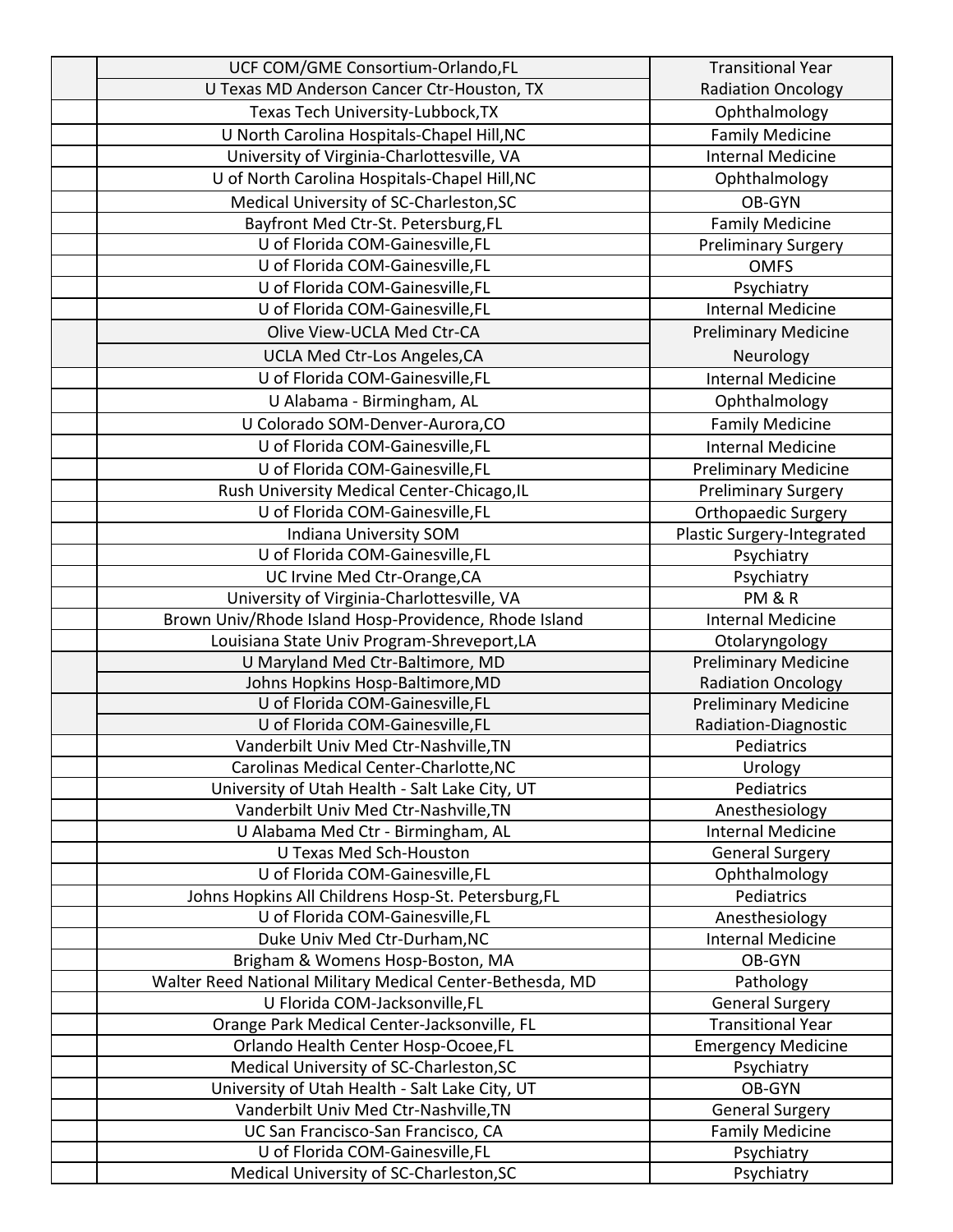| | | |
|---|---|---|
| | UCF COM/GME Consortium-Orlando,FL | Transitional Year |
| | U Texas MD Anderson Cancer Ctr-Houston, TX | Radiation Oncology |
| | Texas Tech University-Lubbock,TX | Ophthalmology |
| | U North Carolina Hospitals-Chapel Hill,NC | Family Medicine |
| | University of Virginia-Charlottesville, VA | Internal Medicine |
| | U of North Carolina Hospitals-Chapel Hill,NC | Ophthalmology |
| | Medical University of SC-Charleston,SC | OB-GYN |
| | Bayfront Med Ctr-St. Petersburg,FL | Family Medicine |
| | U of Florida COM-Gainesville,FL | Preliminary Surgery |
| | U of Florida COM-Gainesville,FL | OMFS |
| | U of Florida COM-Gainesville,FL | Psychiatry |
| | U of Florida COM-Gainesville,FL | Internal Medicine |
| | Olive View-UCLA Med Ctr-CA | Preliminary Medicine |
| | UCLA Med Ctr-Los Angeles,CA | Neurology |
| | U of Florida COM-Gainesville,FL | Internal Medicine |
| | U Alabama - Birmingham, AL | Ophthalmology |
| | U Colorado SOM-Denver-Aurora,CO | Family Medicine |
| | U of Florida COM-Gainesville,FL | Internal Medicine |
| | U of Florida COM-Gainesville,FL | Preliminary Medicine |
| | Rush University Medical Center-Chicago,IL | Preliminary Surgery |
| | U of Florida COM-Gainesville,FL | Orthopaedic Surgery |
| | Indiana University SOM | Plastic Surgery-Integrated |
| | U of Florida COM-Gainesville,FL | Psychiatry |
| | UC Irvine Med Ctr-Orange,CA | Psychiatry |
| | University of Virginia-Charlottesville, VA | PM & R |
| | Brown Univ/Rhode Island Hosp-Providence, Rhode Island | Internal Medicine |
| | Louisiana State Univ Program-Shreveport,LA | Otolaryngology |
| | U Maryland Med Ctr-Baltimore, MD | Preliminary Medicine |
| | Johns Hopkins Hosp-Baltimore,MD | Radiation Oncology |
| | U of Florida COM-Gainesville,FL | Preliminary Medicine |
| | U of Florida COM-Gainesville,FL | Radiation-Diagnostic |
| | Vanderbilt Univ Med Ctr-Nashville,TN | Pediatrics |
| | Carolinas Medical Center-Charlotte,NC | Urology |
| | University of Utah Health - Salt Lake City, UT | Pediatrics |
| | Vanderbilt Univ Med Ctr-Nashville,TN | Anesthesiology |
| | U Alabama Med Ctr - Birmingham, AL | Internal Medicine |
| | U Texas Med Sch-Houston | General Surgery |
| | U of Florida COM-Gainesville,FL | Ophthalmology |
| | Johns Hopkins All Childrens Hosp-St. Petersburg,FL | Pediatrics |
| | U of Florida COM-Gainesville,FL | Anesthesiology |
| | Duke Univ Med Ctr-Durham,NC | Internal Medicine |
| | Brigham & Womens Hosp-Boston, MA | OB-GYN |
| | Walter Reed National Military Medical Center-Bethesda, MD | Pathology |
| | U Florida COM-Jacksonville,FL | General Surgery |
| | Orange Park Medical Center-Jacksonville, FL | Transitional Year |
| | Orlando Health Center Hosp-Ocoee,FL | Emergency Medicine |
| | Medical University of SC-Charleston,SC | Psychiatry |
| | University of Utah Health - Salt Lake City, UT | OB-GYN |
| | Vanderbilt Univ Med Ctr-Nashville,TN | General Surgery |
| | UC San Francisco-San Francisco, CA | Family Medicine |
| | U of Florida COM-Gainesville,FL | Psychiatry |
| | Medical University of SC-Charleston,SC | Psychiatry |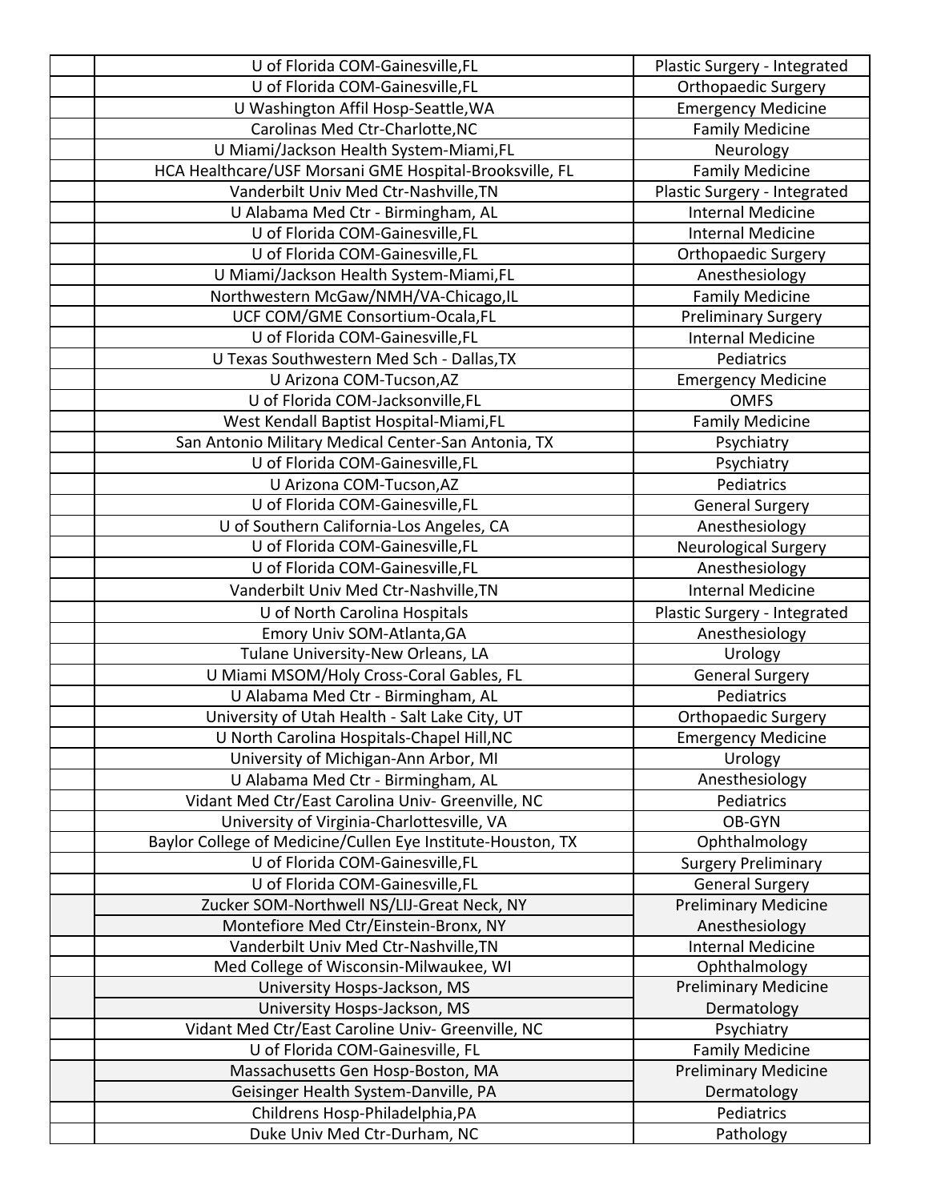| | | |
|---|---|---|
| | U of Florida COM-Gainesville,FL | Plastic Surgery - Integrated |
| | U of Florida COM-Gainesville,FL | Orthopaedic Surgery |
| | U Washington Affil Hosp-Seattle,WA | Emergency Medicine |
| | Carolinas Med Ctr-Charlotte,NC | Family Medicine |
| | U Miami/Jackson Health System-Miami,FL | Neurology |
| | HCA Healthcare/USF Morsani GME Hospital-Brooksville, FL | Family Medicine |
| | Vanderbilt Univ Med Ctr-Nashville,TN | Plastic Surgery - Integrated |
| | U Alabama Med Ctr - Birmingham, AL | Internal Medicine |
| | U of Florida COM-Gainesville,FL | Internal Medicine |
| | U of Florida COM-Gainesville,FL | Orthopaedic Surgery |
| | U Miami/Jackson Health System-Miami,FL | Anesthesiology |
| | Northwestern McGaw/NMH/VA-Chicago,IL | Family Medicine |
| | UCF COM/GME Consortium-Ocala,FL | Preliminary Surgery |
| | U of Florida COM-Gainesville,FL | Internal Medicine |
| | U Texas Southwestern Med Sch - Dallas,TX | Pediatrics |
| | U Arizona COM-Tucson,AZ | Emergency Medicine |
| | U of Florida COM-Jacksonville,FL | OMFS |
| | West Kendall Baptist Hospital-Miami,FL | Family Medicine |
| | San Antonio Military Medical Center-San Antonia, TX | Psychiatry |
| | U of Florida COM-Gainesville,FL | Psychiatry |
| | U Arizona COM-Tucson,AZ | Pediatrics |
| | U of Florida COM-Gainesville,FL | General Surgery |
| | U of Southern California-Los Angeles, CA | Anesthesiology |
| | U of Florida COM-Gainesville,FL | Neurological Surgery |
| | U of Florida COM-Gainesville,FL | Anesthesiology |
| | Vanderbilt Univ Med Ctr-Nashville,TN | Internal Medicine |
| | U of North Carolina Hospitals | Plastic Surgery - Integrated |
| | Emory Univ SOM-Atlanta,GA | Anesthesiology |
| | Tulane University-New Orleans, LA | Urology |
| | U Miami MSOM/Holy Cross-Coral Gables, FL | General Surgery |
| | U Alabama Med Ctr - Birmingham, AL | Pediatrics |
| | University of Utah Health - Salt Lake City, UT | Orthopaedic Surgery |
| | U North Carolina Hospitals-Chapel Hill,NC | Emergency Medicine |
| | University of Michigan-Ann Arbor, MI | Urology |
| | U Alabama Med Ctr - Birmingham, AL | Anesthesiology |
| | Vidant Med Ctr/East Carolina Univ- Greenville, NC | Pediatrics |
| | University of Virginia-Charlottesville, VA | OB-GYN |
| | Baylor College of Medicine/Cullen Eye Institute-Houston, TX | Ophthalmology |
| | U of Florida COM-Gainesville,FL | Surgery Preliminary |
| | U of Florida COM-Gainesville,FL | General Surgery |
| | Zucker SOM-Northwell NS/LIJ-Great Neck, NY | Preliminary Medicine |
| | Montefiore Med Ctr/Einstein-Bronx, NY | Anesthesiology |
| | Vanderbilt Univ Med Ctr-Nashville,TN | Internal Medicine |
| | Med College of Wisconsin-Milwaukee, WI | Ophthalmology |
| | University Hosps-Jackson, MS | Preliminary Medicine |
| | University Hosps-Jackson, MS | Dermatology |
| | Vidant Med Ctr/East Caroline Univ- Greenville, NC | Psychiatry |
| | U of Florida COM-Gainesville, FL | Family Medicine |
| | Massachusetts Gen Hosp-Boston, MA | Preliminary Medicine |
| | Geisinger Health System-Danville, PA | Dermatology |
| | Childrens Hosp-Philadelphia,PA | Pediatrics |
| | Duke Univ Med Ctr-Durham, NC | Pathology |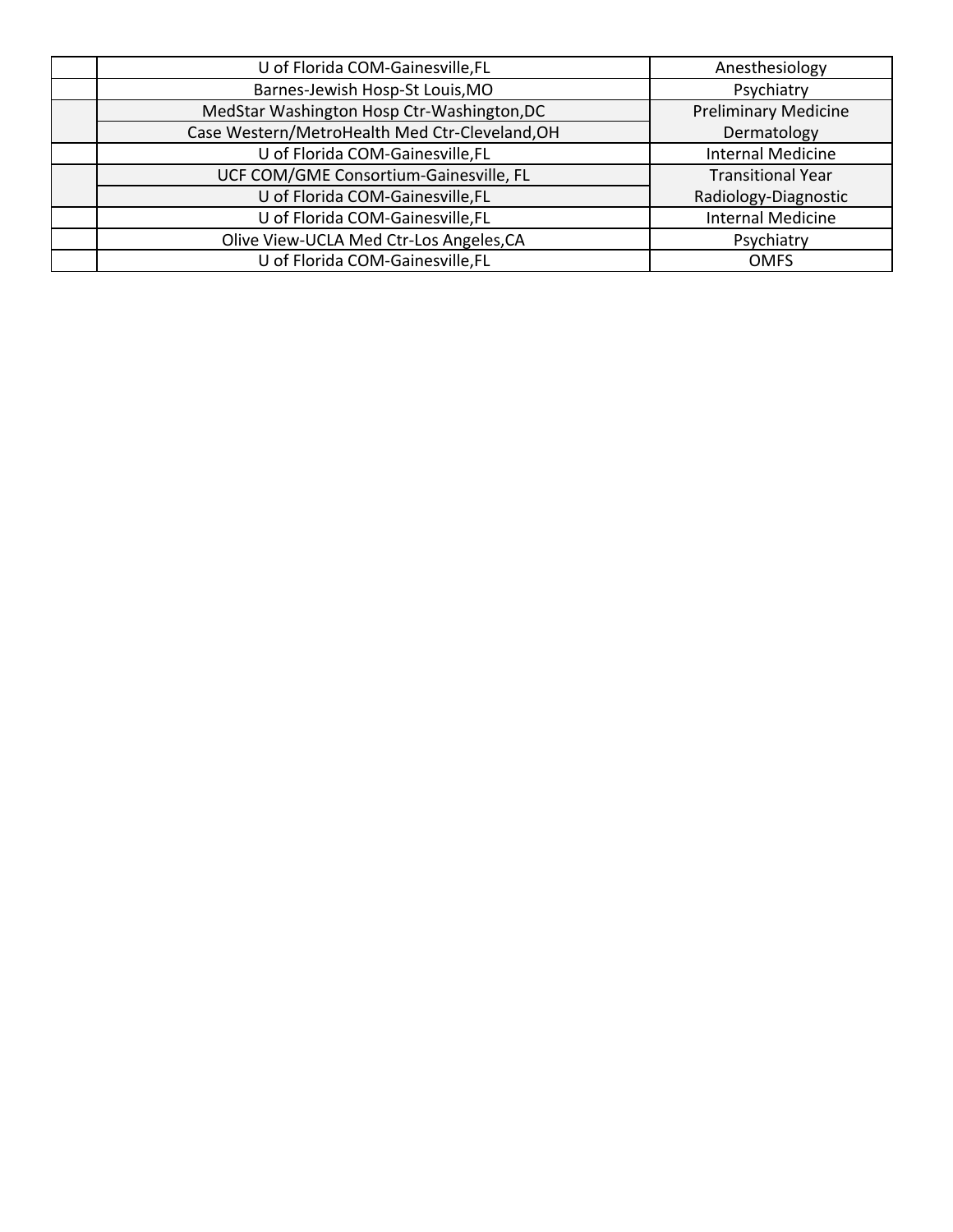| | | |
|---|---|---|
| | U of Florida COM-Gainesville,FL | Anesthesiology |
| | Barnes-Jewish Hosp-St Louis,MO | Psychiatry |
| | MedStar Washington Hosp Ctr-Washington,DC | Preliminary Medicine |
| | Case Western/MetroHealth Med Ctr-Cleveland,OH | Dermatology |
| | U of Florida COM-Gainesville,FL | Internal Medicine |
| | UCF COM/GME Consortium-Gainesville, FL | Transitional Year |
| | U of Florida COM-Gainesville,FL | Radiology-Diagnostic |
| | U of Florida COM-Gainesville,FL | Internal Medicine |
| | Olive View-UCLA Med Ctr-Los Angeles,CA | Psychiatry |
| | U of Florida COM-Gainesville,FL | OMFS |